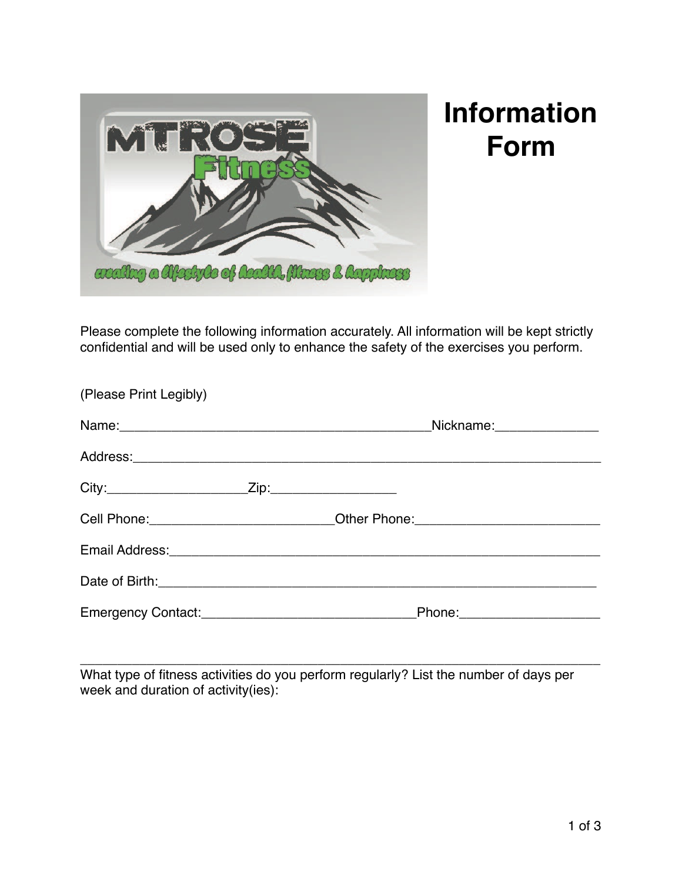# Information Form

Please complete the following information accurately. All information will be kept strictly confidential and will be used only to enhance the safety of the exercises you perform.

(Please Print Legibly)

Name:___________________________________________Nickname:______________

Address:______________________________________________________________

City:___________________Zip:_________________

Cell Phone:_________________________Other Phone:_________________________

Email Address:_________________________________________________________

Date of Birth:__________________________________________________________

Emergency Contact:_____________________________Phone:___________________

---

What type of fitness activities do you perform regularly? List the number of days per week and duration of activity(ies):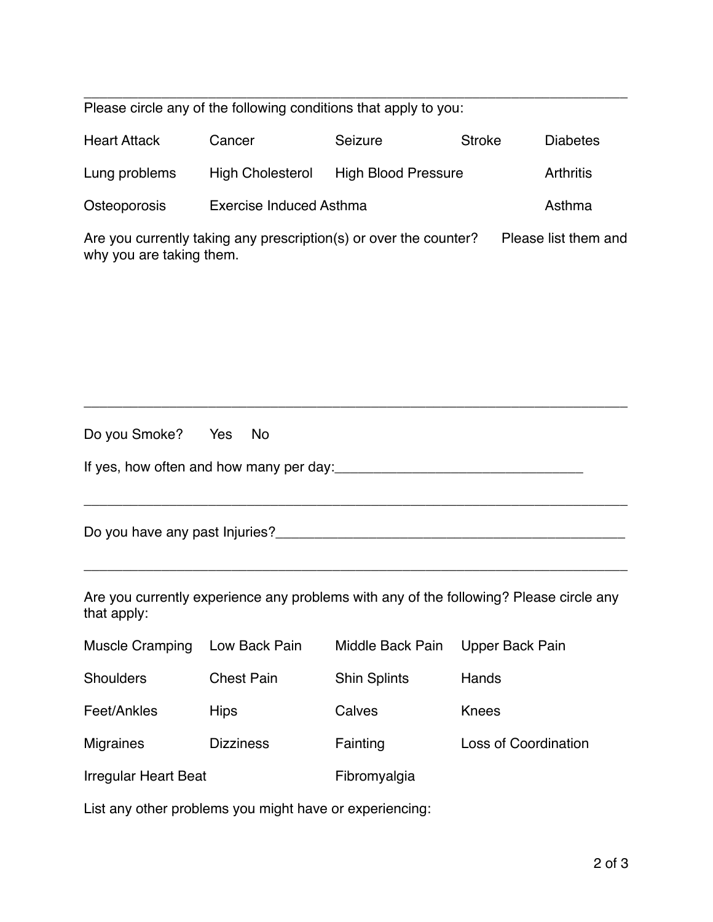---

Please circle any of the following conditions that apply to you:

| Heart Attack | Cancer | Seizure | Stroke | Diabetes |
| --- | --- | --- | --- | --- |
| Lung problems | High Cholesterol | High Blood Pressure | | Arthritis |
| Osteoporosis | Exercise Induced Asthma | | | Asthma |

Are you currently taking any prescription(s) or over the counter? Please list them and why you are taking them.

---

Do you Smoke? Yes No

If yes, how often and how many per day:________________________________

---

Do you have any past Injuries?______________________________________________

---

Are you currently experience any problems with any of the following? Please circle any that apply:

| Muscle Cramping | Low Back Pain | Middle Back Pain | Upper Back Pain |
| --- | --- | --- | --- |
| Shoulders | Chest Pain | Shin Splints | Hands |
| Feet/Ankles | Hips | Calves | Knees |
| Migraines | Dizziness | Fainting | Loss of Coordination |
| Irregular Heart Beat | | Fibromyalgia | |

List any other problems you might have or experiencing: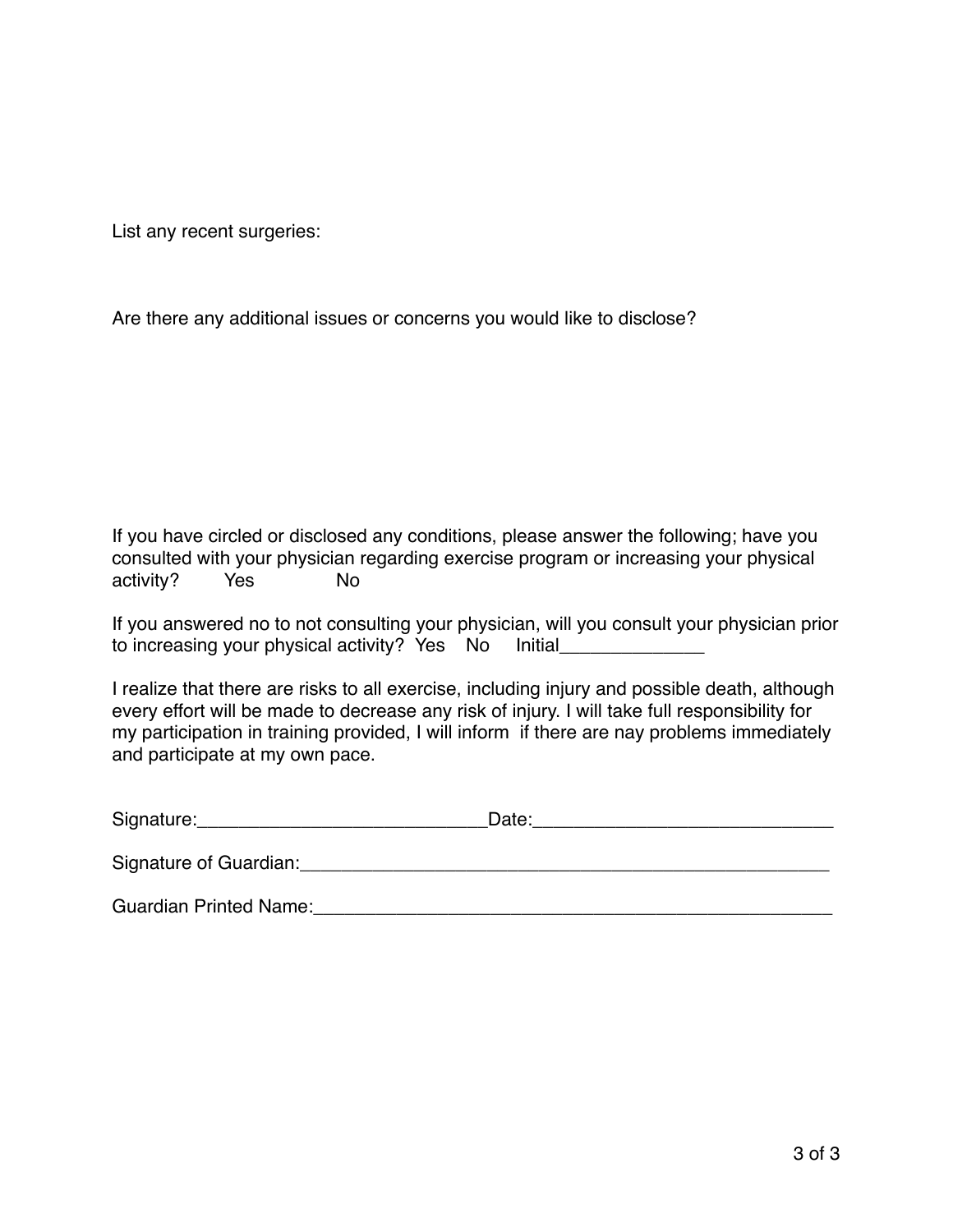List any recent surgeries:

Are there any additional issues or concerns you would like to disclose?

If you have circled or disclosed any conditions, please answer the following; have you consulted with your physician regarding exercise program or increasing your physical activity? Yes No

If you answered no to not consulting your physician, will you consult your physician prior to increasing your physical activity? Yes No Initial______________

I realize that there are risks to all exercise, including injury and possible death, although every effort will be made to decrease any risk of injury. I will take full responsibility for my participation in training provided, I will inform if there are nay problems immediately and participate at my own pace.

Signature:____________________________Date:_____________________________

Signature of Guardian:_____________________________________________________

Guardian Printed Name:____________________________________________________